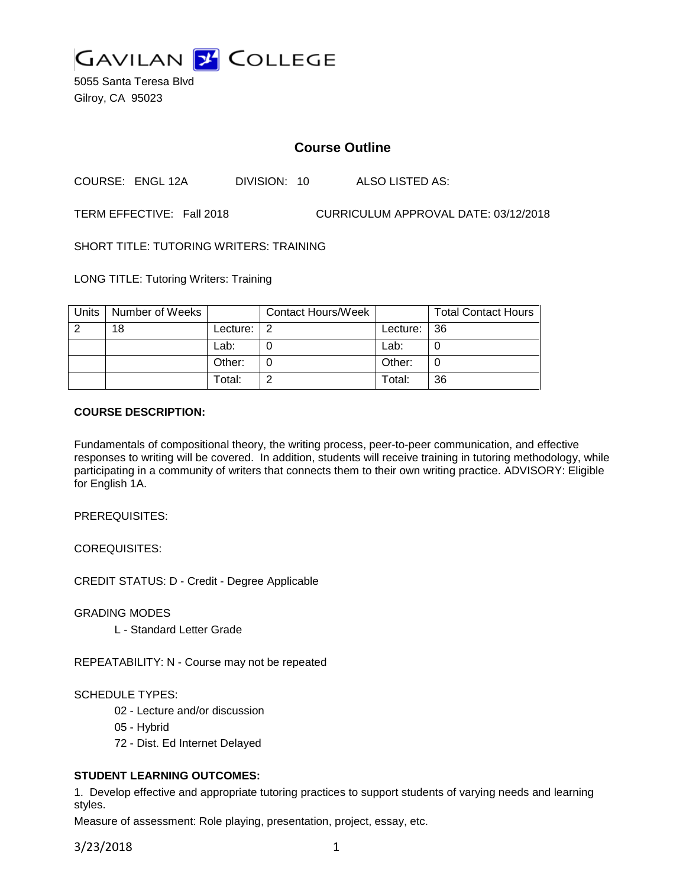# GAVILAN COLLEGE

5055 Santa Teresa Blvd
Gilroy, CA 95023

## Course Outline

COURSE: ENGL 12A DIVISION: 10 ALSO LISTED AS:

TERM EFFECTIVE: Fall 2018 CURRICULUM APPROVAL DATE: 03/12/2018

SHORT TITLE: TUTORING WRITERS: TRAINING

LONG TITLE: Tutoring Writers: Training

| Units | Number of Weeks | | Contact Hours/Week | | Total Contact Hours |
|---|---|---|---|---|---|
| 2 | 18 | Lecture: | 2 | Lecture: | 36 |
| | | Lab: | 0 | Lab: | 0 |
| | | Other: | 0 | Other: | 0 |
| | | Total: | 2 | Total: | 36 |

**COURSE DESCRIPTION:**

Fundamentals of compositional theory, the writing process, peer-to-peer communication, and effective responses to writing will be covered. In addition, students will receive training in tutoring methodology, while participating in a community of writers that connects them to their own writing practice. ADVISORY: Eligible for English 1A.

PREREQUISITES:

COREQUISITES:

CREDIT STATUS: D - Credit - Degree Applicable

GRADING MODES

L - Standard Letter Grade

REPEATABILITY: N - Course may not be repeated

SCHEDULE TYPES:

02 - Lecture and/or discussion

05 - Hybrid

72 - Dist. Ed Internet Delayed

**STUDENT LEARNING OUTCOMES:**

1. Develop effective and appropriate tutoring practices to support students of varying needs and learning styles.

Measure of assessment: Role playing, presentation, project, essay, etc.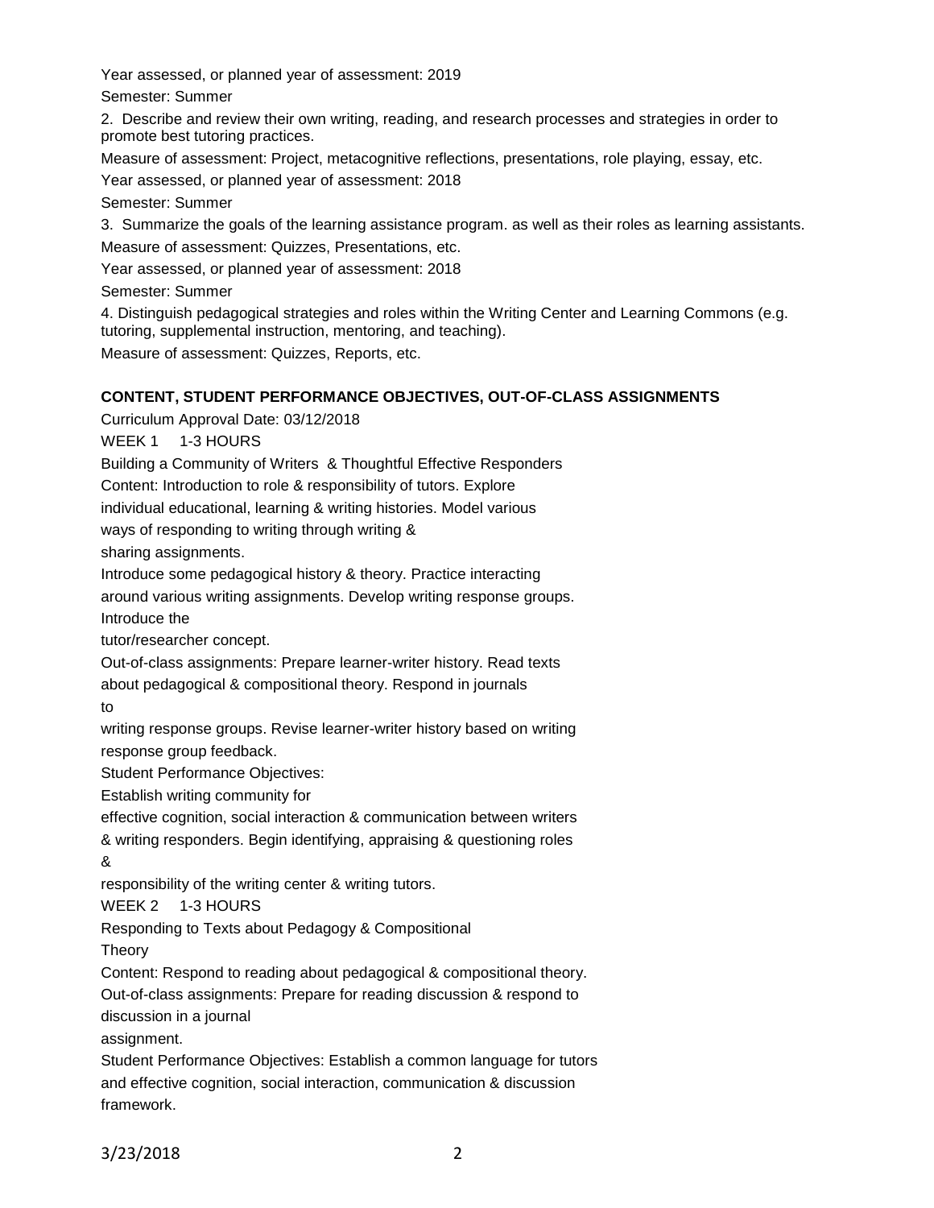Year assessed, or planned year of assessment: 2019

Semester: Summer

2. Describe and review their own writing, reading, and research processes and strategies in order to promote best tutoring practices.

Measure of assessment: Project, metacognitive reflections, presentations, role playing, essay, etc.

Year assessed, or planned year of assessment: 2018

Semester: Summer

3. Summarize the goals of the learning assistance program. as well as their roles as learning assistants.

Measure of assessment: Quizzes, Presentations, etc.

Year assessed, or planned year of assessment: 2018

Semester: Summer

4. Distinguish pedagogical strategies and roles within the Writing Center and Learning Commons (e.g. tutoring, supplemental instruction, mentoring, and teaching).

Measure of assessment: Quizzes, Reports, etc.

**CONTENT, STUDENT PERFORMANCE OBJECTIVES, OUT-OF-CLASS ASSIGNMENTS**

Curriculum Approval Date: 03/12/2018

WEEK 1 1-3 HOURS

Building a Community of Writers & Thoughtful Effective Responders

Content: Introduction to role & responsibility of tutors. Explore individual educational, learning & writing histories. Model various ways of responding to writing through writing & sharing assignments.

Introduce some pedagogical history & theory. Practice interacting around various writing assignments. Develop writing response groups. Introduce the tutor/researcher concept.

Out-of-class assignments: Prepare learner-writer history. Read texts about pedagogical & compositional theory. Respond in journals to writing response groups. Revise learner-writer history based on writing response group feedback.

Student Performance Objectives:

Establish writing community for effective cognition, social interaction & communication between writers & writing responders. Begin identifying, appraising & questioning roles & responsibility of the writing center & writing tutors.

WEEK 2 1-3 HOURS

Responding to Texts about Pedagogy & Compositional Theory

Content: Respond to reading about pedagogical & compositional theory.

Out-of-class assignments: Prepare for reading discussion & respond to discussion in a journal assignment.

Student Performance Objectives: Establish a common language for tutors and effective cognition, social interaction, communication & discussion framework.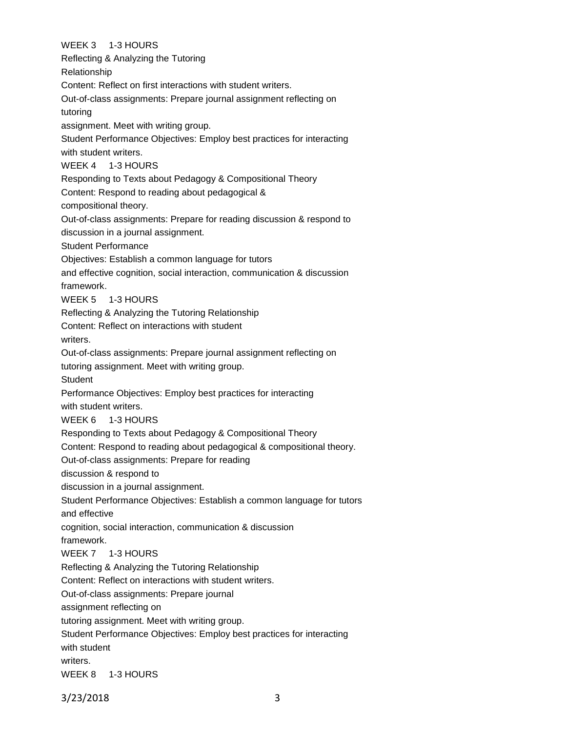WEEK 3 1-3 HOURS
Reflecting & Analyzing the Tutoring Relationship
Content: Reflect on first interactions with student writers.
Out-of-class assignments: Prepare journal assignment reflecting on tutoring assignment. Meet with writing group.
Student Performance Objectives: Employ best practices for interacting with student writers.

WEEK 4 1-3 HOURS
Responding to Texts about Pedagogy & Compositional Theory
Content: Respond to reading about pedagogical & compositional theory.
Out-of-class assignments: Prepare for reading discussion & respond to discussion in a journal assignment.
Student Performance Objectives: Establish a common language for tutors and effective cognition, social interaction, communication & discussion framework.

WEEK 5 1-3 HOURS
Reflecting & Analyzing the Tutoring Relationship
Content: Reflect on interactions with student writers.
Out-of-class assignments: Prepare journal assignment reflecting on tutoring assignment. Meet with writing group.
Student Performance Objectives: Employ best practices for interacting with student writers.

WEEK 6 1-3 HOURS
Responding to Texts about Pedagogy & Compositional Theory
Content: Respond to reading about pedagogical & compositional theory.
Out-of-class assignments: Prepare for reading discussion & respond to discussion in a journal assignment.
Student Performance Objectives: Establish a common language for tutors and effective cognition, social interaction, communication & discussion framework.

WEEK 7 1-3 HOURS
Reflecting & Analyzing the Tutoring Relationship
Content: Reflect on interactions with student writers.
Out-of-class assignments: Prepare journal assignment reflecting on tutoring assignment. Meet with writing group.
Student Performance Objectives: Employ best practices for interacting with student writers.

WEEK 8 1-3 HOURS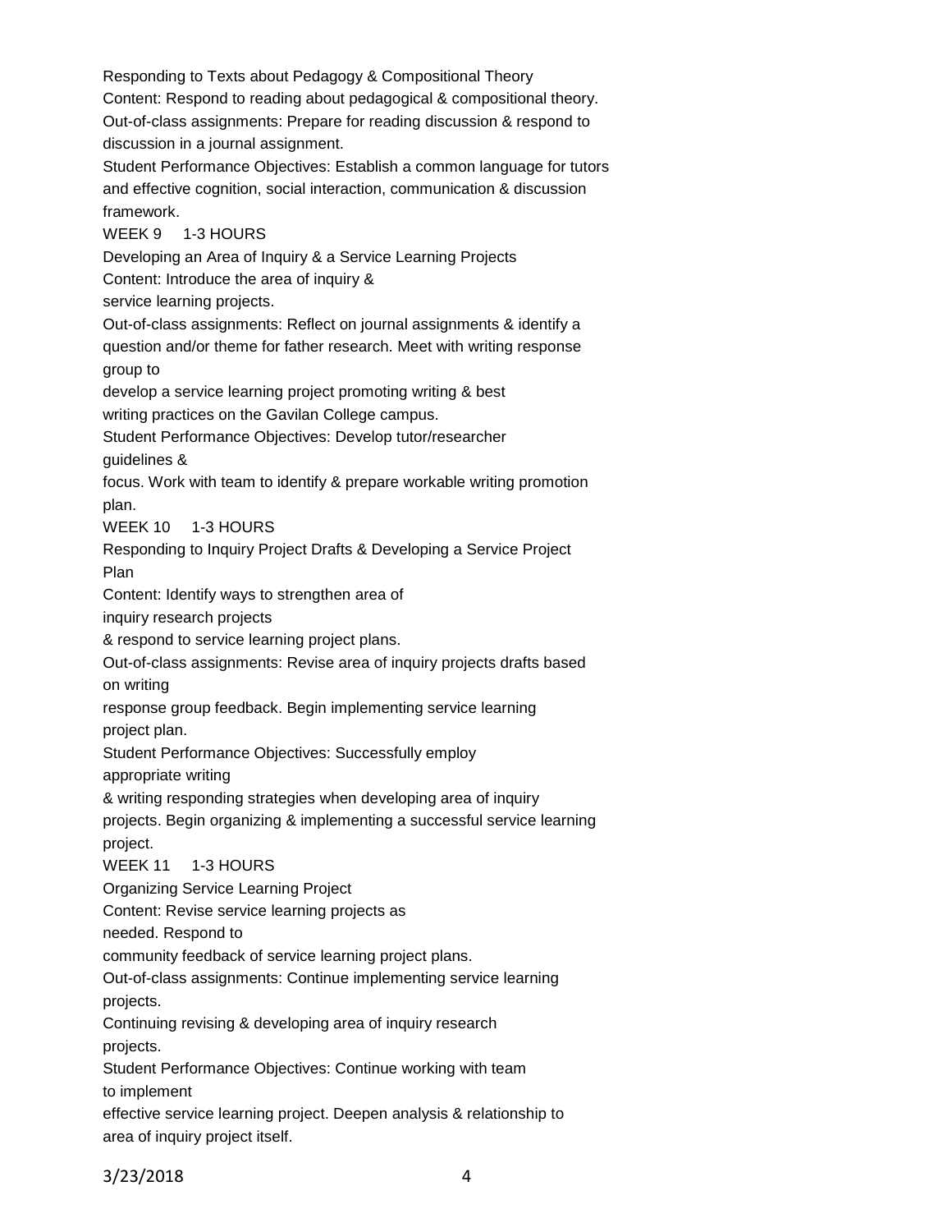Responding to Texts about Pedagogy & Compositional Theory
Content: Respond to reading about pedagogical & compositional theory.
Out-of-class assignments: Prepare for reading discussion & respond to discussion in a journal assignment.
Student Performance Objectives: Establish a common language for tutors and effective cognition, social interaction, communication & discussion framework.

WEEK 9 1-3 HOURS
Developing an Area of Inquiry & a Service Learning Projects
Content: Introduce the area of inquiry & service learning projects.
Out-of-class assignments: Reflect on journal assignments & identify a question and/or theme for father research. Meet with writing response group to develop a service learning project promoting writing & best writing practices on the Gavilan College campus.
Student Performance Objectives: Develop tutor/researcher guidelines & focus. Work with team to identify & prepare workable writing promotion plan.

WEEK 10 1-3 HOURS
Responding to Inquiry Project Drafts & Developing a Service Project Plan
Content: Identify ways to strengthen area of inquiry research projects & respond to service learning project plans.
Out-of-class assignments: Revise area of inquiry projects drafts based on writing response group feedback. Begin implementing service learning project plan.
Student Performance Objectives: Successfully employ appropriate writing & writing responding strategies when developing area of inquiry projects. Begin organizing & implementing a successful service learning project.

WEEK 11 1-3 HOURS
Organizing Service Learning Project
Content: Revise service learning projects as needed. Respond to community feedback of service learning project plans.
Out-of-class assignments: Continue implementing service learning projects.
Continuing revising & developing area of inquiry research projects.
Student Performance Objectives: Continue working with team to implement effective service learning project. Deepen analysis & relationship to area of inquiry project itself.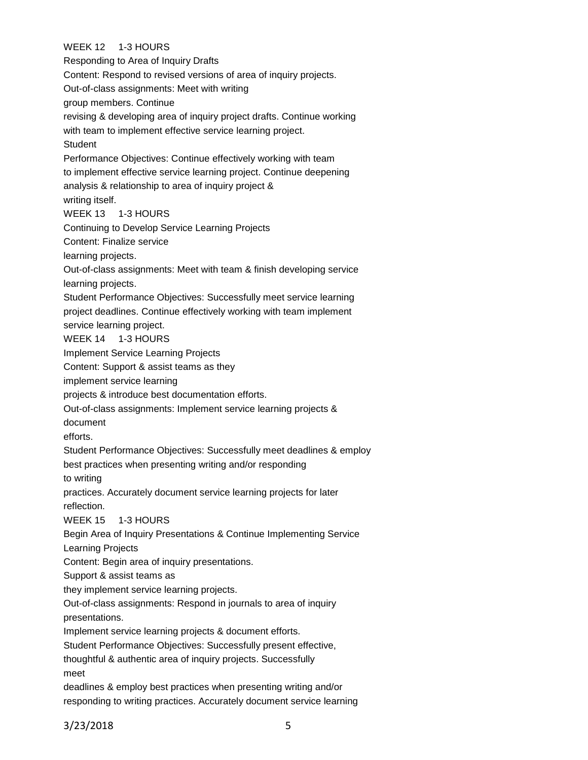WEEK 12 1-3 HOURS

Responding to Area of Inquiry Drafts

Content: Respond to revised versions of area of inquiry projects.

Out-of-class assignments: Meet with writing group members. Continue revising & developing area of inquiry project drafts. Continue working with team to implement effective service learning project.

Student Performance Objectives: Continue effectively working with team to implement effective service learning project. Continue deepening analysis & relationship to area of inquiry project & writing itself.

WEEK 13 1-3 HOURS

Continuing to Develop Service Learning Projects

Content: Finalize service learning projects.

Out-of-class assignments: Meet with team & finish developing service learning projects.

Student Performance Objectives: Successfully meet service learning project deadlines. Continue effectively working with team implement service learning project.

WEEK 14 1-3 HOURS

Implement Service Learning Projects

Content: Support & assist teams as they implement service learning projects & introduce best documentation efforts.

Out-of-class assignments: Implement service learning projects & document efforts.

Student Performance Objectives: Successfully meet deadlines & employ best practices when presenting writing and/or responding to writing practices. Accurately document service learning projects for later reflection.

WEEK 15 1-3 HOURS

Begin Area of Inquiry Presentations & Continue Implementing Service Learning Projects

Content: Begin area of inquiry presentations. Support & assist teams as they implement service learning projects.

Out-of-class assignments: Respond in journals to area of inquiry presentations. Implement service learning projects & document efforts.

Student Performance Objectives: Successfully present effective, thoughtful & authentic area of inquiry projects. Successfully meet deadlines & employ best practices when presenting writing and/or responding to writing practices. Accurately document service learning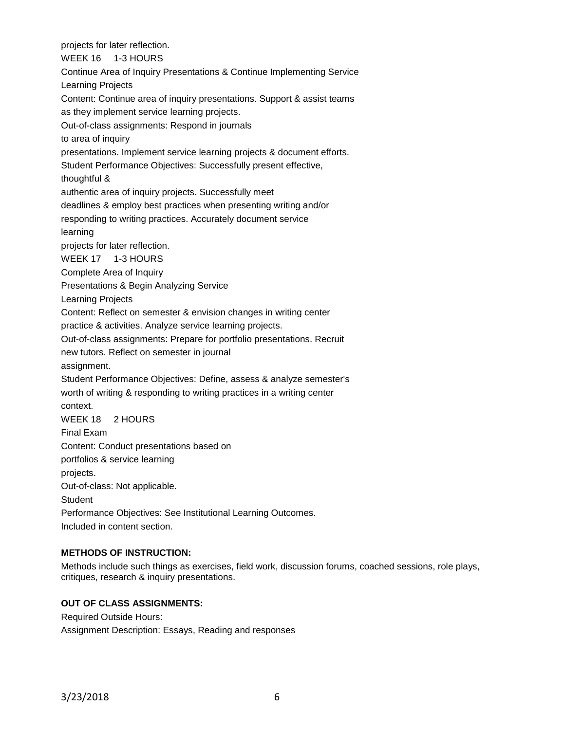projects for later reflection.

WEEK 16 1-3 HOURS

Continue Area of Inquiry Presentations & Continue Implementing Service Learning Projects

Content: Continue area of inquiry presentations. Support & assist teams as they implement service learning projects.

Out-of-class assignments: Respond in journals to area of inquiry presentations. Implement service learning projects & document efforts.

Student Performance Objectives: Successfully present effective, thoughtful & authentic area of inquiry projects. Successfully meet deadlines & employ best practices when presenting writing and/or responding to writing practices. Accurately document service learning projects for later reflection.

WEEK 17 1-3 HOURS

Complete Area of Inquiry Presentations & Begin Analyzing Service Learning Projects

Content: Reflect on semester & envision changes in writing center practice & activities. Analyze service learning projects.

Out-of-class assignments: Prepare for portfolio presentations. Recruit new tutors. Reflect on semester in journal assignment.

Student Performance Objectives: Define, assess & analyze semester's worth of writing & responding to writing practices in a writing center context.

WEEK 18 2 HOURS

Final Exam

Content: Conduct presentations based on portfolios & service learning projects.

Out-of-class: Not applicable.

Student Performance Objectives: See Institutional Learning Outcomes. Included in content section.

**METHODS OF INSTRUCTION:**

Methods include such things as exercises, field work, discussion forums, coached sessions, role plays, critiques, research & inquiry presentations.

**OUT OF CLASS ASSIGNMENTS:**

Required Outside Hours:

Assignment Description: Essays, Reading and responses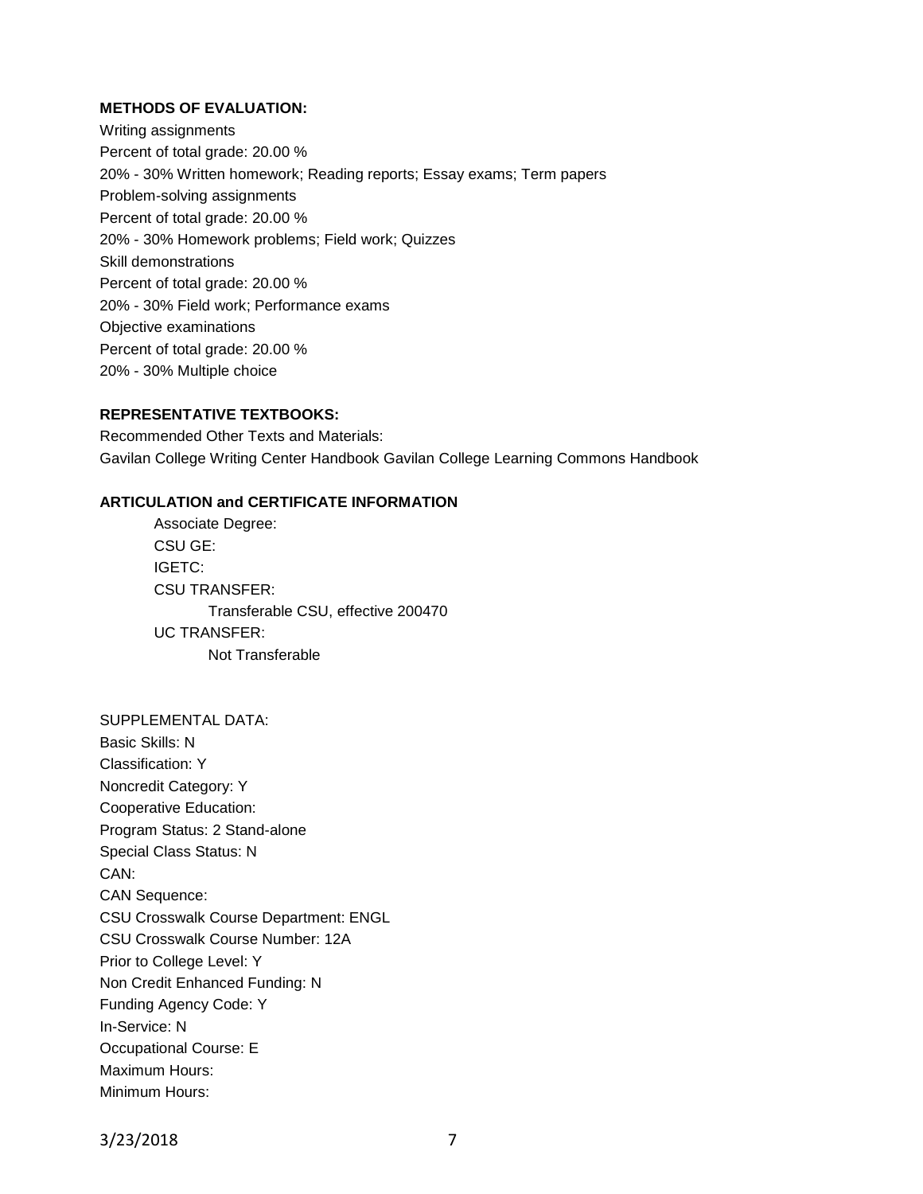**METHODS OF EVALUATION:**

Writing assignments
Percent of total grade: 20.00 %
20% - 30% Written homework; Reading reports; Essay exams; Term papers
Problem-solving assignments
Percent of total grade: 20.00 %
20% - 30% Homework problems; Field work; Quizzes
Skill demonstrations
Percent of total grade: 20.00 %
20% - 30% Field work; Performance exams
Objective examinations
Percent of total grade: 20.00 %
20% - 30% Multiple choice

**REPRESENTATIVE TEXTBOOKS:**

Recommended Other Texts and Materials:
Gavilan College Writing Center Handbook Gavilan College Learning Commons Handbook

**ARTICULATION and CERTIFICATE INFORMATION**

Associate Degree:
CSU GE:
IGETC:
CSU TRANSFER:
Transferable CSU, effective 200470
UC TRANSFER:
Not Transferable

SUPPLEMENTAL DATA:
Basic Skills: N
Classification: Y
Noncredit Category: Y
Cooperative Education:
Program Status: 2 Stand-alone
Special Class Status: N
CAN:
CAN Sequence:
CSU Crosswalk Course Department: ENGL
CSU Crosswalk Course Number: 12A
Prior to College Level: Y
Non Credit Enhanced Funding: N
Funding Agency Code: Y
In-Service: N
Occupational Course: E
Maximum Hours:
Minimum Hours: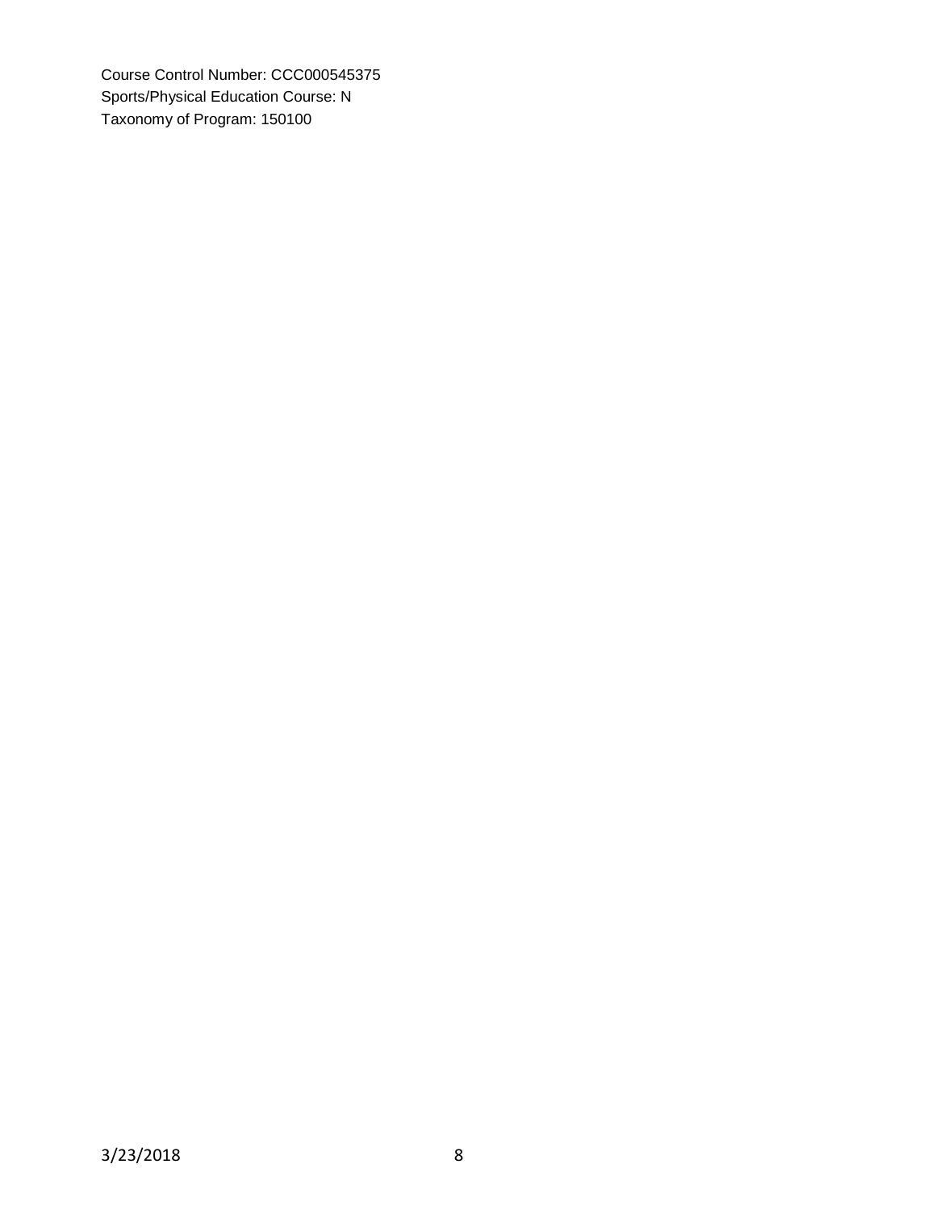Course Control Number: CCC000545375
Sports/Physical Education Course: N
Taxonomy of Program: 150100